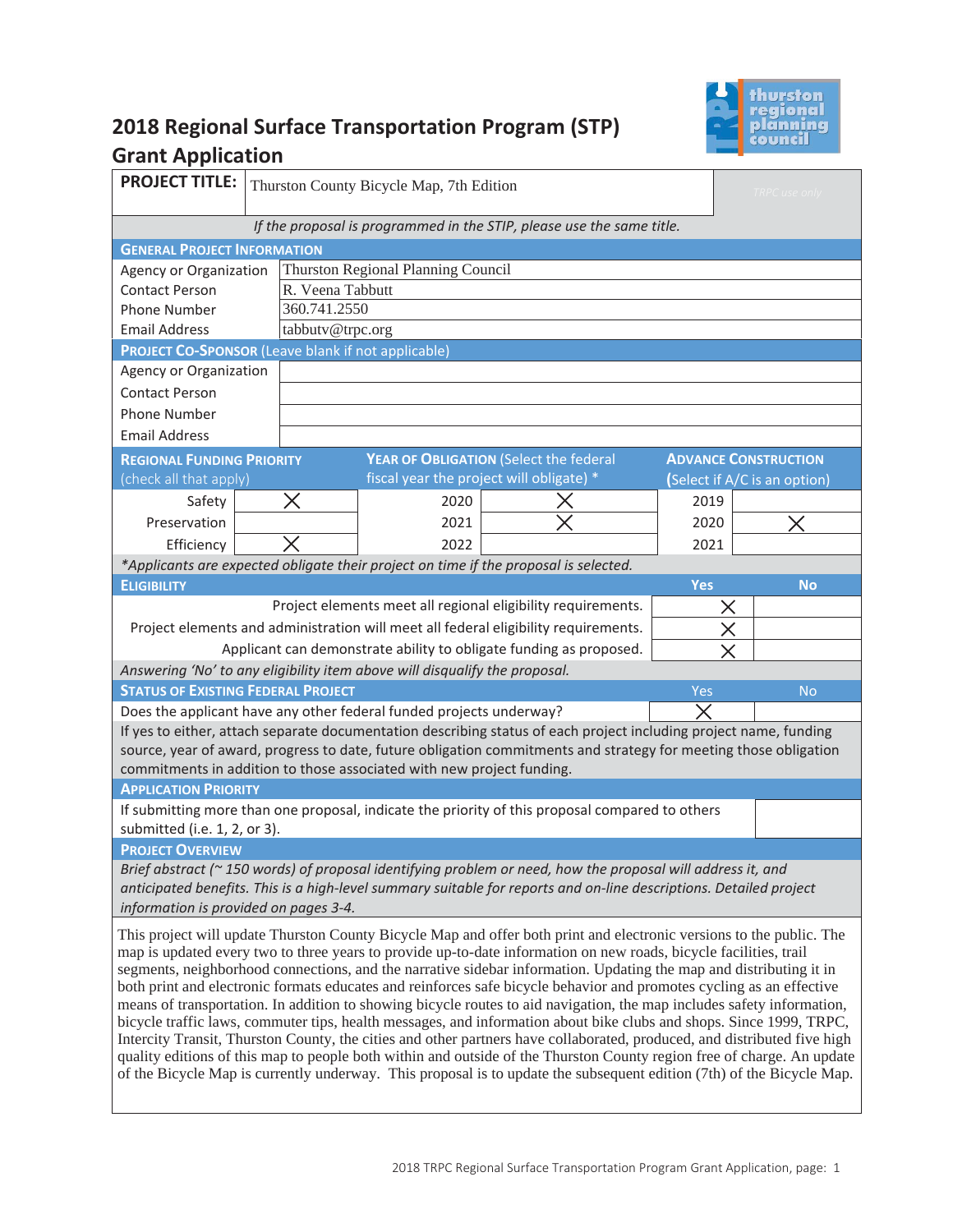# 2018 Regional Surface Transportation Program (STP) Grant Application

| PROJECT TITLE: | Thurston County Bicycle Map, 7th Edition | TRPC use only |
|---|---|---|

*If the proposal is programmed in the STIP, please use the same title.*

## GENERAL PROJECT INFORMATION

| | |
|---|---|
| Agency or Organization | Thurston Regional Planning Council |
| Contact Person | R. Veena Tabbutt |
| Phone Number | 360.741.2550 |
| Email Address | tabbutv@trpc.org |

## PROJECT CO-SPONSOR (Leave blank if not applicable)

| | |
|---|---|
| Agency or Organization | |
| Contact Person | |
| Phone Number | |
| Email Address | |

| REGIONAL FUNDING PRIORITY (check all that apply) | | YEAR OF OBLIGATION (Select the federal fiscal year the project will obligate) * | | ADVANCE CONSTRUCTION (Select if A/C is an option) | |
|---|---|---|---|---|---|
| Safety | X | 2020 | X | 2019 | |
| Preservation | | 2021 | X | 2020 | X |
| Efficiency | X | 2022 | | 2021 | |

*\*Applicants are expected obligate their project on time if the proposal is selected.*

| ELIGIBILITY | Yes | No |
|---|---|---|
| Project elements meet all regional eligibility requirements. | X | |
| Project elements and administration will meet all federal eligibility requirements. | X | |
| Applicant can demonstrate ability to obligate funding as proposed. | X | |

*Answering 'No' to any eligibility item above will disqualify the proposal.*

| STATUS OF EXISTING FEDERAL PROJECT | Yes | No |
|---|---|---|
| Does the applicant have any other federal funded projects underway? | X | |

If yes to either, attach separate documentation describing status of each project including project name, funding source, year of award, progress to date, future obligation commitments and strategy for meeting those obligation commitments in addition to those associated with new project funding.

## APPLICATION PRIORITY

| | |
|---|---|
| If submitting more than one proposal, indicate the priority of this proposal compared to others submitted (i.e. 1, 2, or 3). | |

## PROJECT OVERVIEW

*Brief abstract (~ 150 words) of proposal identifying problem or need, how the proposal will address it, and anticipated benefits. This is a high-level summary suitable for reports and on-line descriptions. Detailed project information is provided on pages 3-4.*

This project will update Thurston County Bicycle Map and offer both print and electronic versions to the public. The map is updated every two to three years to provide up-to-date information on new roads, bicycle facilities, trail segments, neighborhood connections, and the narrative sidebar information. Updating the map and distributing it in both print and electronic formats educates and reinforces safe bicycle behavior and promotes cycling as an effective means of transportation. In addition to showing bicycle routes to aid navigation, the map includes safety information, bicycle traffic laws, commuter tips, health messages, and information about bike clubs and shops. Since 1999, TRPC, Intercity Transit, Thurston County, the cities and other partners have collaborated, produced, and distributed five high quality editions of this map to people both within and outside of the Thurston County region free of charge. An update of the Bicycle Map is currently underway. This proposal is to update the subsequent edition (7th) of the Bicycle Map.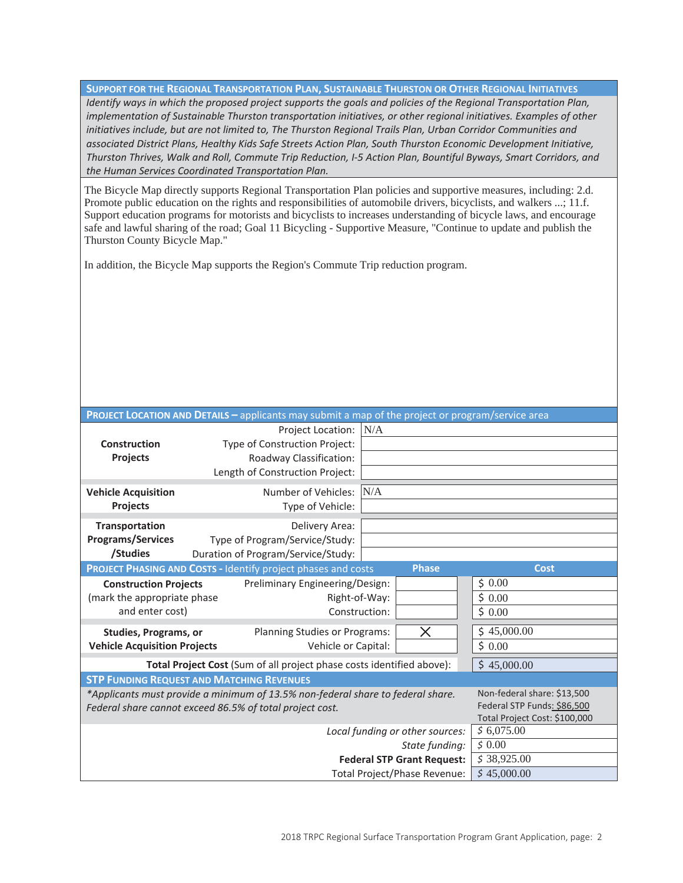## SUPPORT FOR THE REGIONAL TRANSPORTATION PLAN, SUSTAINABLE THURSTON OR OTHER REGIONAL INITIATIVES

*Identify ways in which the proposed project supports the goals and policies of the Regional Transportation Plan, implementation of Sustainable Thurston transportation initiatives, or other regional initiatives. Examples of other initiatives include, but are not limited to, The Thurston Regional Trails Plan, Urban Corridor Communities and associated District Plans, Healthy Kids Safe Streets Action Plan, South Thurston Economic Development Initiative, Thurston Thrives, Walk and Roll, Commute Trip Reduction, I-5 Action Plan, Bountiful Byways, Smart Corridors, and the Human Services Coordinated Transportation Plan.*

The Bicycle Map directly supports Regional Transportation Plan policies and supportive measures, including: 2.d. Promote public education on the rights and responsibilities of automobile drivers, bicyclists, and walkers ...; 11.f. Support education programs for motorists and bicyclists to increases understanding of bicycle laws, and encourage safe and lawful sharing of the road; Goal 11 Bicycling - Supportive Measure, "Continue to update and publish the Thurston County Bicycle Map."

In addition, the Bicycle Map supports the Region's Commute Trip reduction program.

## PROJECT LOCATION AND DETAILS – applicants may submit a map of the project or program/service area

| | | |
|---|---|---|
| **Construction Projects** | Project Location: | N/A |
| | Type of Construction Project: | |
| | Roadway Classification: | |
| | Length of Construction Project: | |
| **Vehicle Acquisition Projects** | Number of Vehicles: | N/A |
| | Type of Vehicle: | |
| **Transportation Programs/Services /Studies** | Delivery Area: | |
| | Type of Program/Service/Study: | |
| | Duration of Program/Service/Study: | |

## PROJECT PHASING AND COSTS - Identify project phases and costs

| | | Phase | Cost |
|---|---|---|---|
| **Construction Projects** (mark the appropriate phase and enter cost) | Preliminary Engineering/Design: | | $ 0.00 |
| | Right-of-Way: | | $ 0.00 |
| | Construction: | | $ 0.00 |
| **Studies, Programs, or Vehicle Acquisition Projects** | Planning Studies or Programs: | X | $ 45,000.00 |
| | Vehicle or Capital: | | $ 0.00 |
| **Total Project Cost** (Sum of all project phase costs identified above): | | | $ 45,000.00 |

## STP FUNDING REQUEST AND MATCHING REVENUES

*\*Applicants must provide a minimum of 13.5% non-federal share to federal share. Federal share cannot exceed 86.5% of total project cost.*

Non-federal share: $13,500
Federal STP Funds: $86,500
Total Project Cost: $100,000

| | |
|---|---|
| *Local funding or other sources:* | $ 6,075.00 |
| *State funding:* | $ 0.00 |
| **Federal STP Grant Request:** | $ 38,925.00 |
| Total Project/Phase Revenue: | $ 45,000.00 |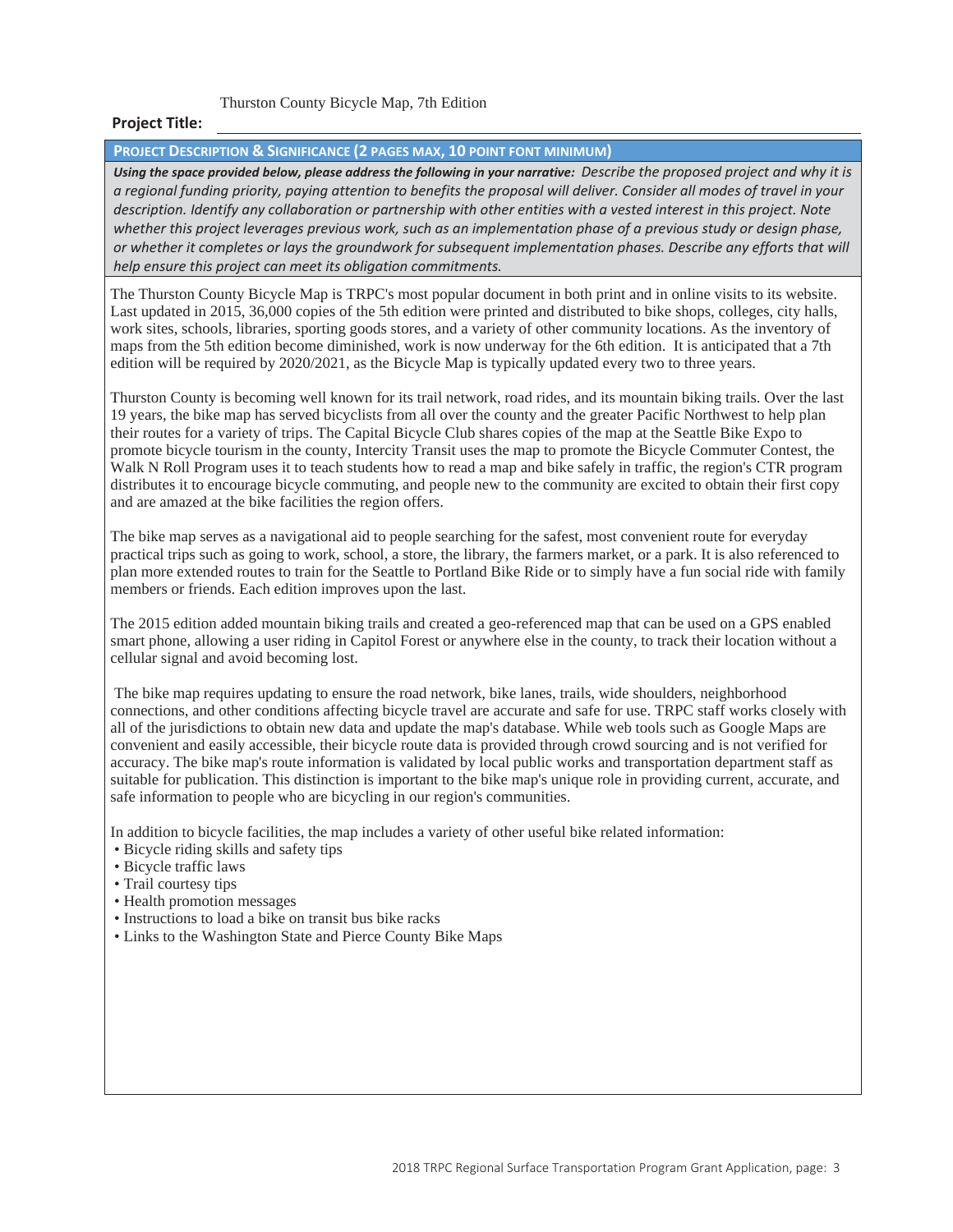**Project Title:** Thurston County Bicycle Map, 7th Edition

## PROJECT DESCRIPTION & SIGNIFICANCE (2 PAGES MAX, 10 POINT FONT MINIMUM)

***Using the space provided below, please address the following in your narrative:*** *Describe the proposed project and why it is a regional funding priority, paying attention to benefits the proposal will deliver. Consider all modes of travel in your description. Identify any collaboration or partnership with other entities with a vested interest in this project. Note whether this project leverages previous work, such as an implementation phase of a previous study or design phase, or whether it completes or lays the groundwork for subsequent implementation phases. Describe any efforts that will help ensure this project can meet its obligation commitments.*

The Thurston County Bicycle Map is TRPC's most popular document in both print and in online visits to its website. Last updated in 2015, 36,000 copies of the 5th edition were printed and distributed to bike shops, colleges, city halls, work sites, schools, libraries, sporting goods stores, and a variety of other community locations. As the inventory of maps from the 5th edition become diminished, work is now underway for the 6th edition. It is anticipated that a 7th edition will be required by 2020/2021, as the Bicycle Map is typically updated every two to three years.

Thurston County is becoming well known for its trail network, road rides, and its mountain biking trails. Over the last 19 years, the bike map has served bicyclists from all over the county and the greater Pacific Northwest to help plan their routes for a variety of trips. The Capital Bicycle Club shares copies of the map at the Seattle Bike Expo to promote bicycle tourism in the county, Intercity Transit uses the map to promote the Bicycle Commuter Contest, the Walk N Roll Program uses it to teach students how to read a map and bike safely in traffic, the region's CTR program distributes it to encourage bicycle commuting, and people new to the community are excited to obtain their first copy and are amazed at the bike facilities the region offers.

The bike map serves as a navigational aid to people searching for the safest, most convenient route for everyday practical trips such as going to work, school, a store, the library, the farmers market, or a park. It is also referenced to plan more extended routes to train for the Seattle to Portland Bike Ride or to simply have a fun social ride with family members or friends. Each edition improves upon the last.

The 2015 edition added mountain biking trails and created a geo-referenced map that can be used on a GPS enabled smart phone, allowing a user riding in Capitol Forest or anywhere else in the county, to track their location without a cellular signal and avoid becoming lost.

The bike map requires updating to ensure the road network, bike lanes, trails, wide shoulders, neighborhood connections, and other conditions affecting bicycle travel are accurate and safe for use. TRPC staff works closely with all of the jurisdictions to obtain new data and update the map's database. While web tools such as Google Maps are convenient and easily accessible, their bicycle route data is provided through crowd sourcing and is not verified for accuracy. The bike map's route information is validated by local public works and transportation department staff as suitable for publication. This distinction is important to the bike map's unique role in providing current, accurate, and safe information to people who are bicycling in our region's communities.

In addition to bicycle facilities, the map includes a variety of other useful bike related information:

- Bicycle riding skills and safety tips
- Bicycle traffic laws
- Trail courtesy tips
- Health promotion messages
- Instructions to load a bike on transit bus bike racks
- Links to the Washington State and Pierce County Bike Maps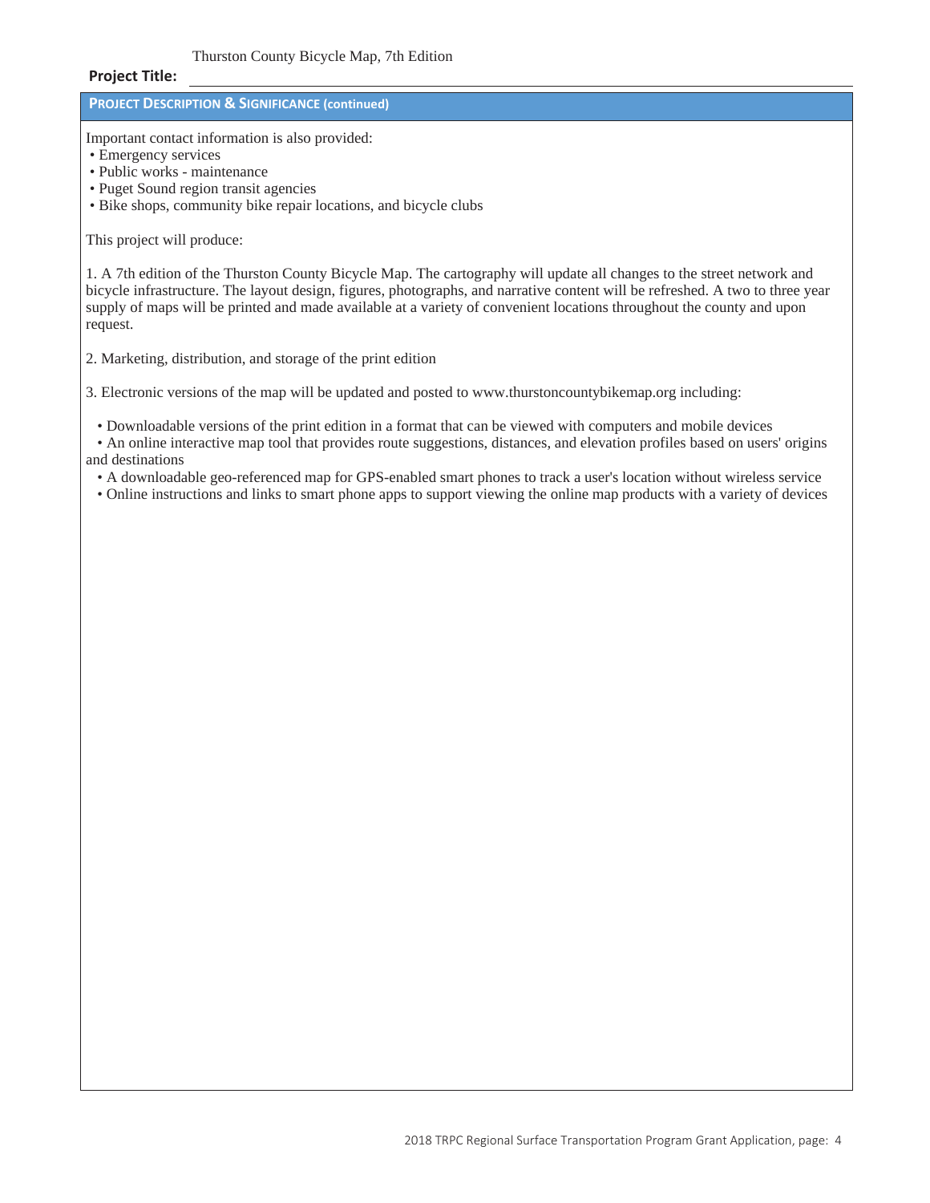**Project Title:** Thurston County Bicycle Map, 7th Edition

## PROJECT DESCRIPTION & SIGNIFICANCE (continued)

Important contact information is also provided:

- Emergency services
- Public works - maintenance
- Puget Sound region transit agencies
- Bike shops, community bike repair locations, and bicycle clubs

This project will produce:

1. A 7th edition of the Thurston County Bicycle Map. The cartography will update all changes to the street network and bicycle infrastructure. The layout design, figures, photographs, and narrative content will be refreshed. A two to three year supply of maps will be printed and made available at a variety of convenient locations throughout the county and upon request.

2. Marketing, distribution, and storage of the print edition

3. Electronic versions of the map will be updated and posted to www.thurstoncountybikemap.org including:

   - Downloadable versions of the print edition in a format that can be viewed with computers and mobile devices
   - An online interactive map tool that provides route suggestions, distances, and elevation profiles based on users' origins and destinations
   - A downloadable geo-referenced map for GPS-enabled smart phones to track a user's location without wireless service
   - Online instructions and links to smart phone apps to support viewing the online map products with a variety of devices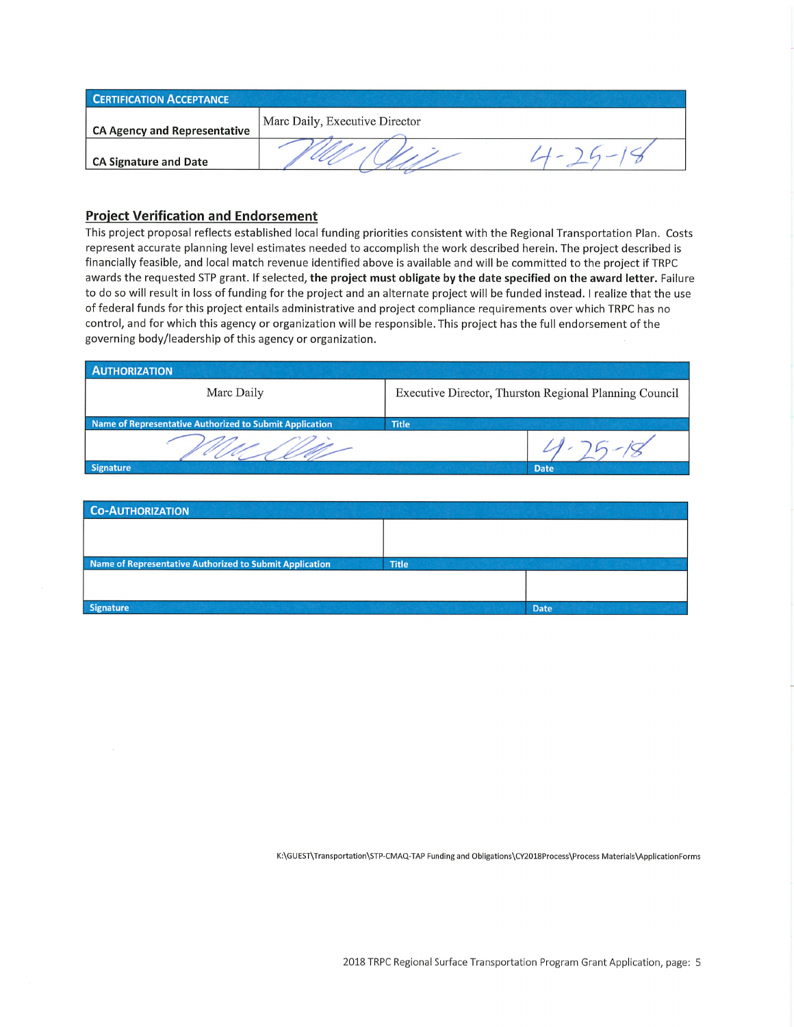| CERTIFICATION ACCEPTANCE | |
|---|---|
| CA Agency and Representative | Marc Daily, Executive Director |
| CA Signature and Date | [signature] 4-25-18 |

## Project Verification and Endorsement

This project proposal reflects established local funding priorities consistent with the Regional Transportation Plan. Costs represent accurate planning level estimates needed to accomplish the work described herein. The project described is financially feasible, and local match revenue identified above is available and will be committed to the project if TRPC awards the requested STP grant. If selected, **the project must obligate by the date specified on the award letter.** Failure to do so will result in loss of funding for the project and an alternate project will be funded instead. I realize that the use of federal funds for this project entails administrative and project compliance requirements over which TRPC has no control, and for which this agency or organization will be responsible. This project has the full endorsement of the governing body/leadership of this agency or organization.

| AUTHORIZATION | |
|---|---|
| Marc Daily | Executive Director, Thurston Regional Planning Council |
| Name of Representative Authorized to Submit Application | Title |
| [signature] | 4-25-18 |
| Signature | Date |

| CO-AUTHORIZATION | |
|---|---|
| | |
| Name of Representative Authorized to Submit Application | Title |
| | |
| Signature | Date |

K:\GUEST\Transportation\STP-CMAQ-TAP Funding and Obligations\CY2018Process\Process Materials\ApplicationForms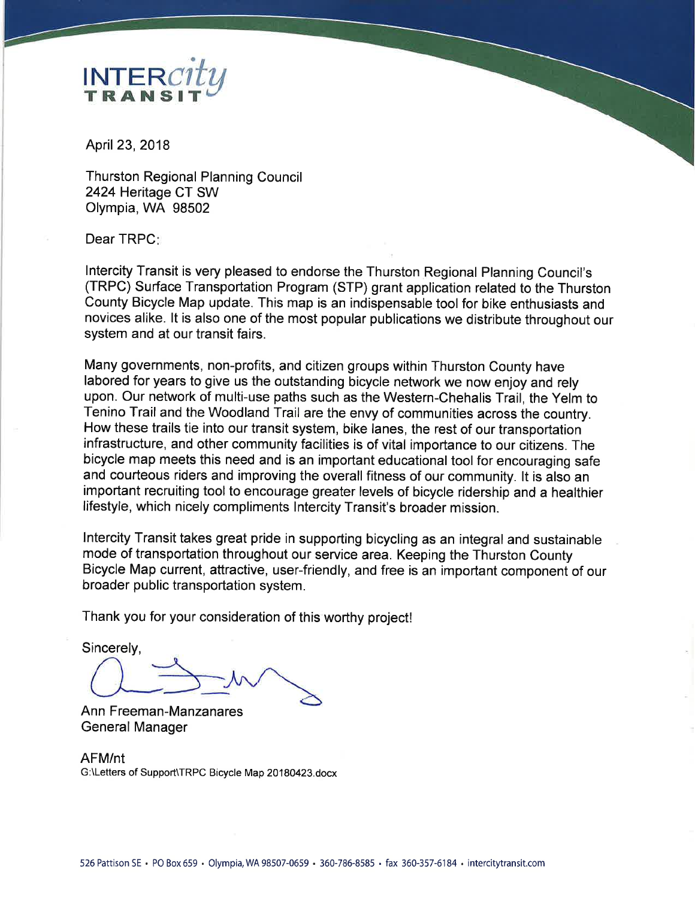INTERcity TRANSIT

April 23, 2018

Thurston Regional Planning Council
2424 Heritage CT SW
Olympia, WA 98502

Dear TRPC:

Intercity Transit is very pleased to endorse the Thurston Regional Planning Council's (TRPC) Surface Transportation Program (STP) grant application related to the Thurston County Bicycle Map update. This map is an indispensable tool for bike enthusiasts and novices alike. It is also one of the most popular publications we distribute throughout our system and at our transit fairs.

Many governments, non-profits, and citizen groups within Thurston County have labored for years to give us the outstanding bicycle network we now enjoy and rely upon. Our network of multi-use paths such as the Western-Chehalis Trail, the Yelm to Tenino Trail and the Woodland Trail are the envy of communities across the country. How these trails tie into our transit system, bike lanes, the rest of our transportation infrastructure, and other community facilities is of vital importance to our citizens. The bicycle map meets this need and is an important educational tool for encouraging safe and courteous riders and improving the overall fitness of our community. It is also an important recruiting tool to encourage greater levels of bicycle ridership and a healthier lifestyle, which nicely compliments Intercity Transit's broader mission.

Intercity Transit takes great pride in supporting bicycling as an integral and sustainable mode of transportation throughout our service area. Keeping the Thurston County Bicycle Map current, attractive, user-friendly, and free is an important component of our broader public transportation system.

Thank you for your consideration of this worthy project!

Sincerely,

Ann Freeman-Manzanares
General Manager

AFM/nt
G:\Letters of Support\TRPC Bicycle Map 20180423.docx

526 Pattison SE • PO Box 659 • Olympia, WA 98507-0659 • 360-786-8585 • fax 360-357-6184 • intercitytransit.com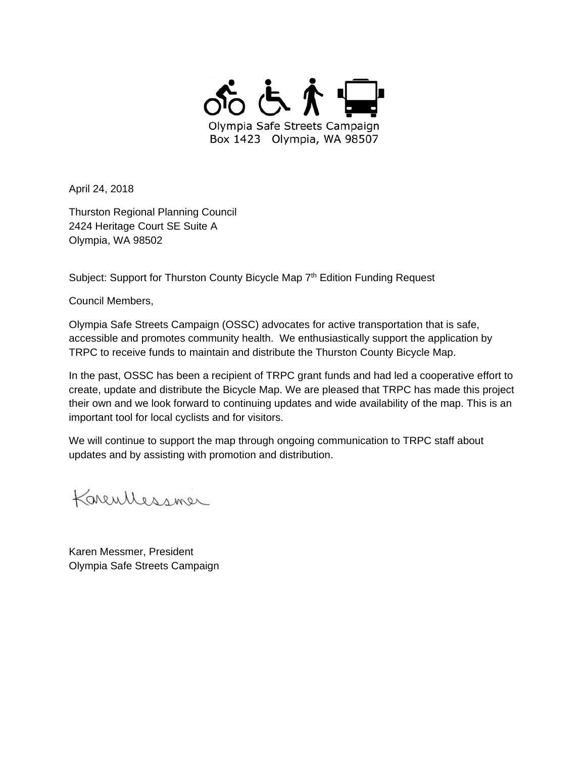Olympia Safe Streets Campaign
Box 1423 Olympia, WA 98507

April 24, 2018

Thurston Regional Planning Council
2424 Heritage Court SE Suite A
Olympia, WA 98502

Subject: Support for Thurston County Bicycle Map 7th Edition Funding Request

Council Members,

Olympia Safe Streets Campaign (OSSC) advocates for active transportation that is safe, accessible and promotes community health. We enthusiastically support the application by TRPC to receive funds to maintain and distribute the Thurston County Bicycle Map.

In the past, OSSC has been a recipient of TRPC grant funds and had led a cooperative effort to create, update and distribute the Bicycle Map. We are pleased that TRPC has made this project their own and we look forward to continuing updates and wide availability of the map. This is an important tool for local cyclists and for visitors.

We will continue to support the map through ongoing communication to TRPC staff about updates and by assisting with promotion and distribution.

Karen Messmer

Karen Messmer, President
Olympia Safe Streets Campaign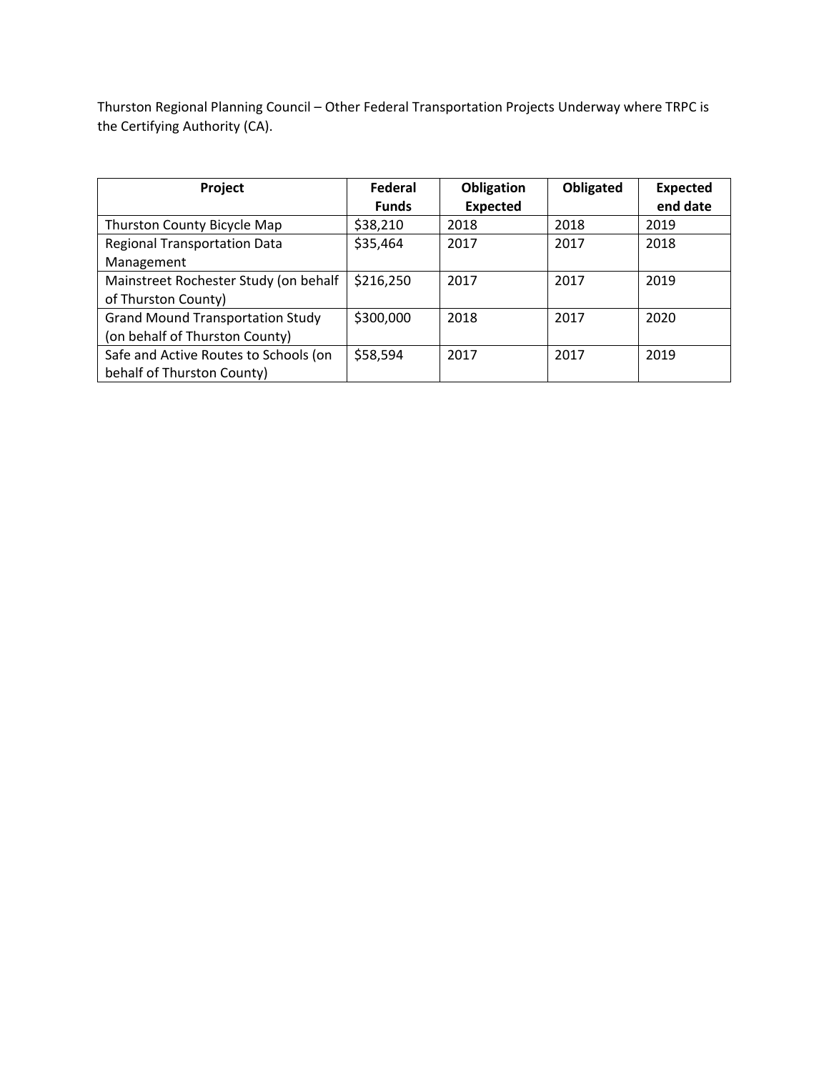Thurston Regional Planning Council – Other Federal Transportation Projects Underway where TRPC is the Certifying Authority (CA).

| Project | Federal Funds | Obligation Expected | Obligated | Expected end date |
|---|---|---|---|---|
| Thurston County Bicycle Map | $38,210 | 2018 | 2018 | 2019 |
| Regional Transportation Data Management | $35,464 | 2017 | 2017 | 2018 |
| Mainstreet Rochester Study (on behalf of Thurston County) | $216,250 | 2017 | 2017 | 2019 |
| Grand Mound Transportation Study (on behalf of Thurston County) | $300,000 | 2018 | 2017 | 2020 |
| Safe and Active Routes to Schools (on behalf of Thurston County) | $58,594 | 2017 | 2017 | 2019 |